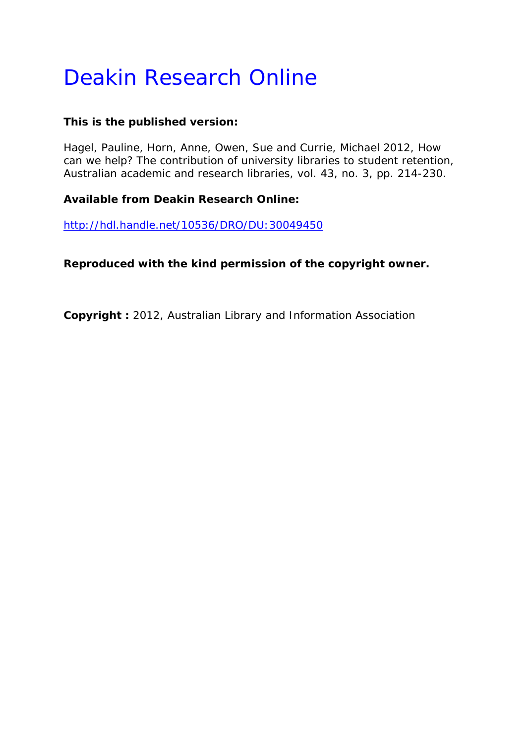# Deakin Research Online

**This is the published version:**

Hagel, Pauline, Horn, Anne, Owen, Sue and Currie, Michael 2012, How can we help? The contribution of university libraries to student retention, Australian academic and research libraries, vol. 43, no. 3, pp. 214-230.

**Available from Deakin Research Online:**

http://hdl.handle.net/10536/DRO/DU:30049450

**Reproduced with the kind permission of the copyright owner.**

**Copyright :** 2012, Australian Library and Information Association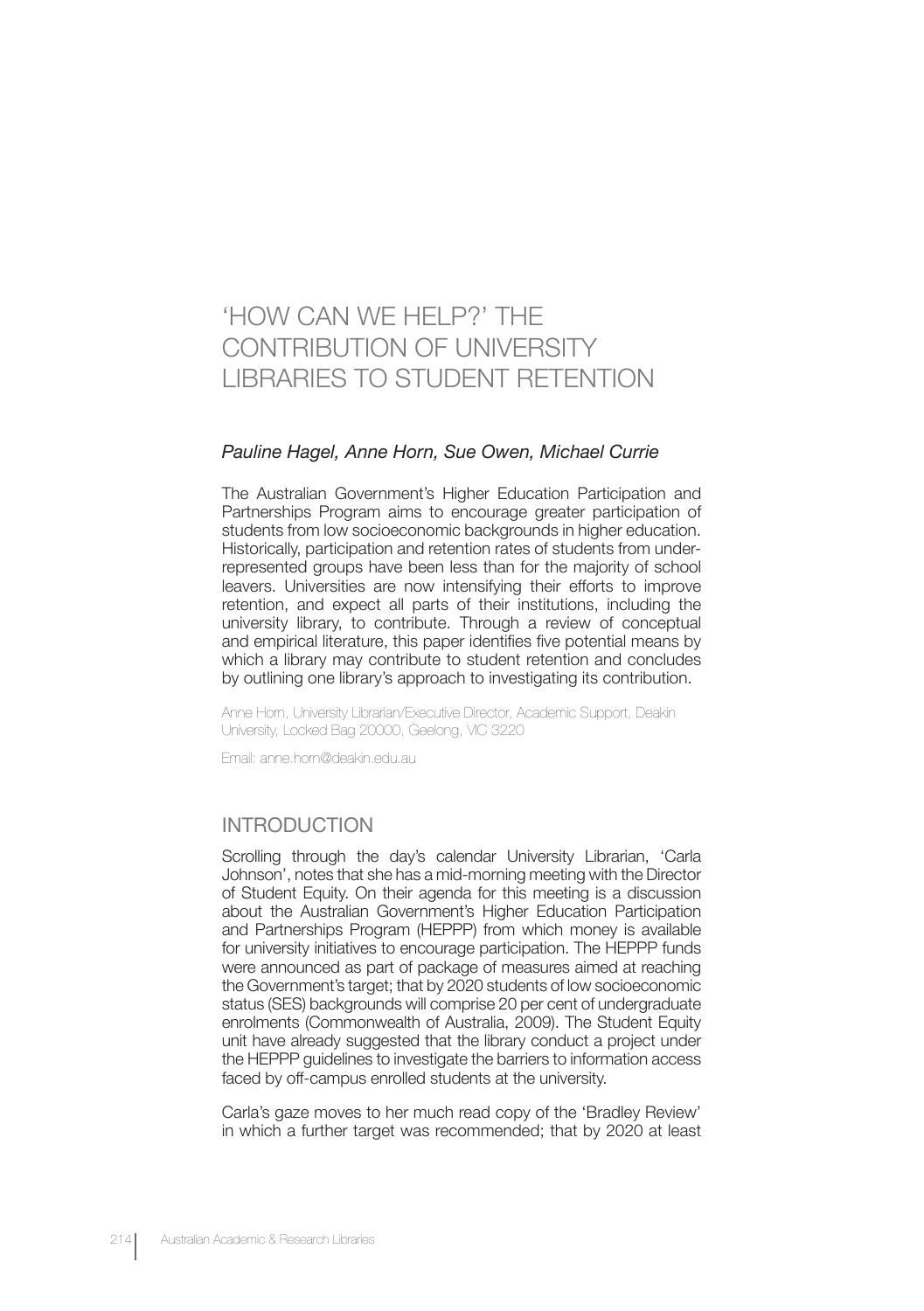# 'HOW CAN WE HELP?' THE CONTRIBUTION OF UNIVERSITY LIBRARIES TO STUDENT RETENTION

*Pauline Hagel, Anne Horn, Sue Owen, Michael Currie*

The Australian Government's Higher Education Participation and Partnerships Program aims to encourage greater participation of students from low socioeconomic backgrounds in higher education. Historically, participation and retention rates of students from under-represented groups have been less than for the majority of school leavers. Universities are now intensifying their efforts to improve retention, and expect all parts of their institutions, including the university library, to contribute. Through a review of conceptual and empirical literature, this paper identifies five potential means by which a library may contribute to student retention and concludes by outlining one library's approach to investigating its contribution.

Anne Horn, University Librarian/Executive Director, Academic Support, Deakin University, Locked Bag 20000, Geelong, VIC 3220

Email: anne.horn@deakin.edu.au

## INTRODUCTION

Scrolling through the day's calendar University Librarian, 'Carla Johnson', notes that she has a mid-morning meeting with the Director of Student Equity. On their agenda for this meeting is a discussion about the Australian Government's Higher Education Participation and Partnerships Program (HEPPP) from which money is available for university initiatives to encourage participation. The HEPPP funds were announced as part of package of measures aimed at reaching the Government's target; that by 2020 students of low socioeconomic status (SES) backgrounds will comprise 20 per cent of undergraduate enrolments (Commonwealth of Australia, 2009). The Student Equity unit have already suggested that the library conduct a project under the HEPPP guidelines to investigate the barriers to information access faced by off-campus enrolled students at the university.

Carla's gaze moves to her much read copy of the 'Bradley Review' in which a further target was recommended; that by 2020 at least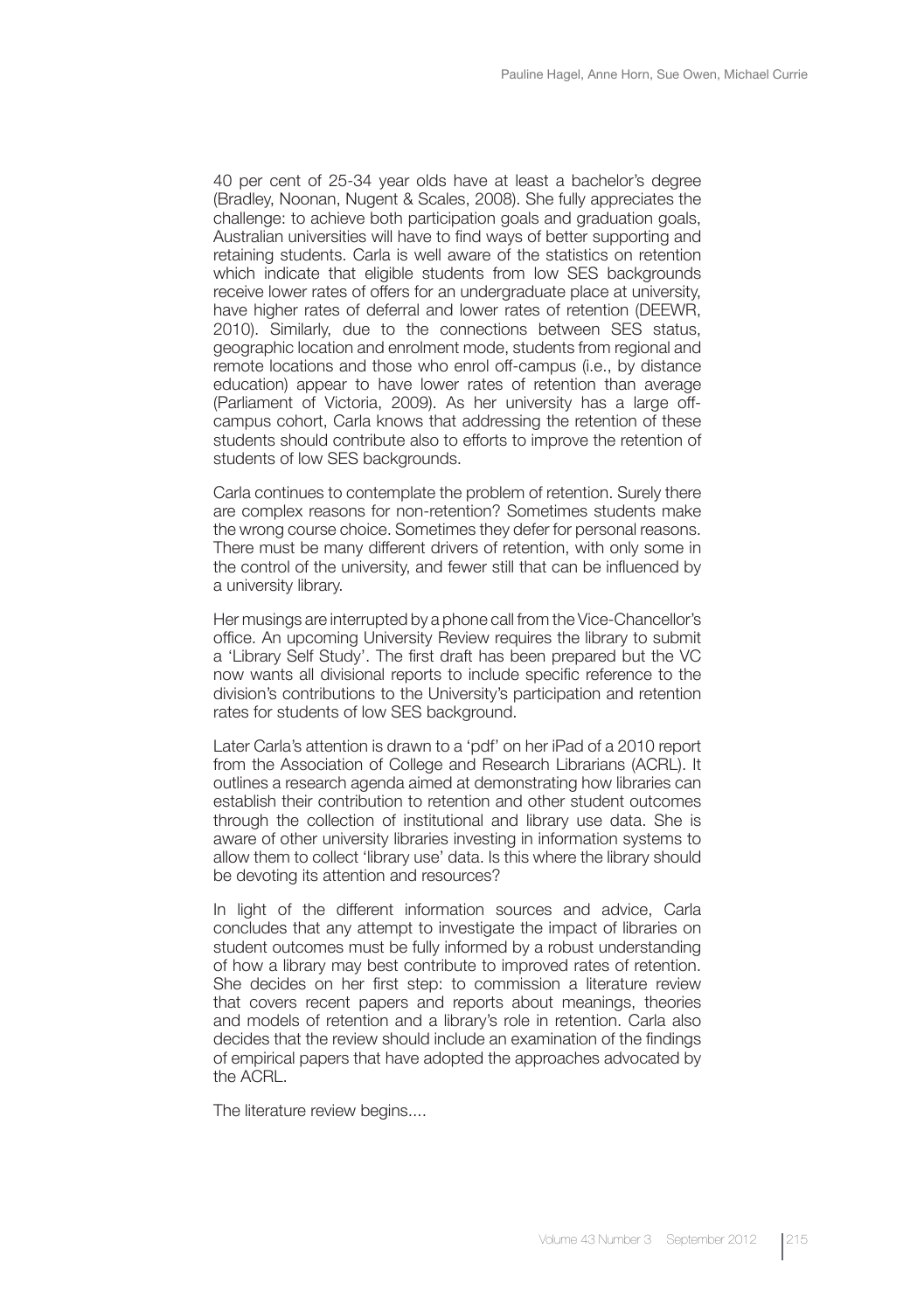40 per cent of 25-34 year olds have at least a bachelor's degree (Bradley, Noonan, Nugent & Scales, 2008). She fully appreciates the challenge: to achieve both participation goals and graduation goals, Australian universities will have to find ways of better supporting and retaining students. Carla is well aware of the statistics on retention which indicate that eligible students from low SES backgrounds receive lower rates of offers for an undergraduate place at university, have higher rates of deferral and lower rates of retention (DEEWR, 2010). Similarly, due to the connections between SES status, geographic location and enrolment mode, students from regional and remote locations and those who enrol off-campus (i.e., by distance education) appear to have lower rates of retention than average (Parliament of Victoria, 2009). As her university has a large off-campus cohort, Carla knows that addressing the retention of these students should contribute also to efforts to improve the retention of students of low SES backgrounds.

Carla continues to contemplate the problem of retention. Surely there are complex reasons for non-retention? Sometimes students make the wrong course choice. Sometimes they defer for personal reasons. There must be many different drivers of retention, with only some in the control of the university, and fewer still that can be influenced by a university library.

Her musings are interrupted by a phone call from the Vice-Chancellor's office. An upcoming University Review requires the library to submit a 'Library Self Study'. The first draft has been prepared but the VC now wants all divisional reports to include specific reference to the division's contributions to the University's participation and retention rates for students of low SES background.

Later Carla's attention is drawn to a 'pdf' on her iPad of a 2010 report from the Association of College and Research Librarians (ACRL). It outlines a research agenda aimed at demonstrating how libraries can establish their contribution to retention and other student outcomes through the collection of institutional and library use data. She is aware of other university libraries investing in information systems to allow them to collect 'library use' data. Is this where the library should be devoting its attention and resources?

In light of the different information sources and advice, Carla concludes that any attempt to investigate the impact of libraries on student outcomes must be fully informed by a robust understanding of how a library may best contribute to improved rates of retention. She decides on her first step: to commission a literature review that covers recent papers and reports about meanings, theories and models of retention and a library's role in retention. Carla also decides that the review should include an examination of the findings of empirical papers that have adopted the approaches advocated by the ACRL.

The literature review begins....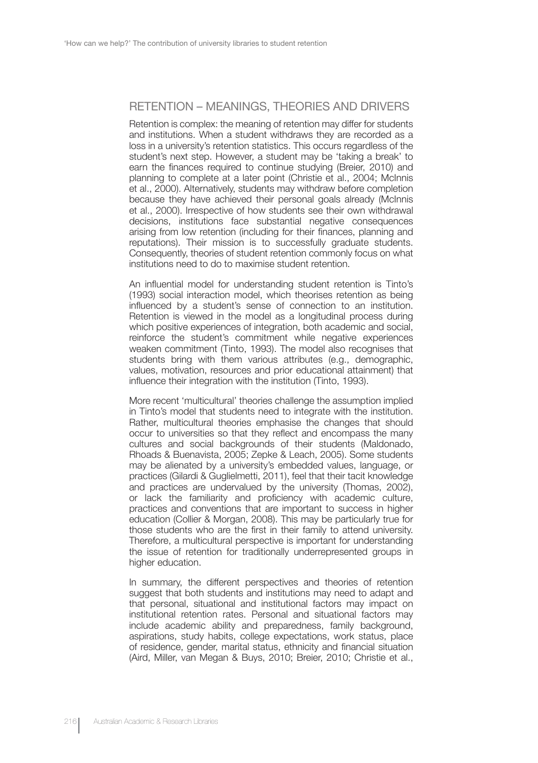## RETENTION – MEANINGS, THEORIES AND DRIVERS

Retention is complex: the meaning of retention may differ for students and institutions. When a student withdraws they are recorded as a loss in a university's retention statistics. This occurs regardless of the student's next step. However, a student may be 'taking a break' to earn the finances required to continue studying (Breier, 2010) and planning to complete at a later point (Christie et al., 2004; McInnis et al., 2000). Alternatively, students may withdraw before completion because they have achieved their personal goals already (McInnis et al., 2000). Irrespective of how students see their own withdrawal decisions, institutions face substantial negative consequences arising from low retention (including for their finances, planning and reputations). Their mission is to successfully graduate students. Consequently, theories of student retention commonly focus on what institutions need to do to maximise student retention.

An influential model for understanding student retention is Tinto's (1993) social interaction model, which theorises retention as being influenced by a student's sense of connection to an institution. Retention is viewed in the model as a longitudinal process during which positive experiences of integration, both academic and social, reinforce the student's commitment while negative experiences weaken commitment (Tinto, 1993). The model also recognises that students bring with them various attributes (e.g., demographic, values, motivation, resources and prior educational attainment) that influence their integration with the institution (Tinto, 1993).

More recent 'multicultural' theories challenge the assumption implied in Tinto's model that students need to integrate with the institution. Rather, multicultural theories emphasise the changes that should occur to universities so that they reflect and encompass the many cultures and social backgrounds of their students (Maldonado, Rhoads & Buenavista, 2005; Zepke & Leach, 2005). Some students may be alienated by a university's embedded values, language, or practices (Gilardi & Guglielmetti, 2011), feel that their tacit knowledge and practices are undervalued by the university (Thomas, 2002), or lack the familiarity and proficiency with academic culture, practices and conventions that are important to success in higher education (Collier & Morgan, 2008). This may be particularly true for those students who are the first in their family to attend university. Therefore, a multicultural perspective is important for understanding the issue of retention for traditionally underrepresented groups in higher education.

In summary, the different perspectives and theories of retention suggest that both students and institutions may need to adapt and that personal, situational and institutional factors may impact on institutional retention rates. Personal and situational factors may include academic ability and preparedness, family background, aspirations, study habits, college expectations, work status, place of residence, gender, marital status, ethnicity and financial situation (Aird, Miller, van Megan & Buys, 2010; Breier, 2010; Christie et al.,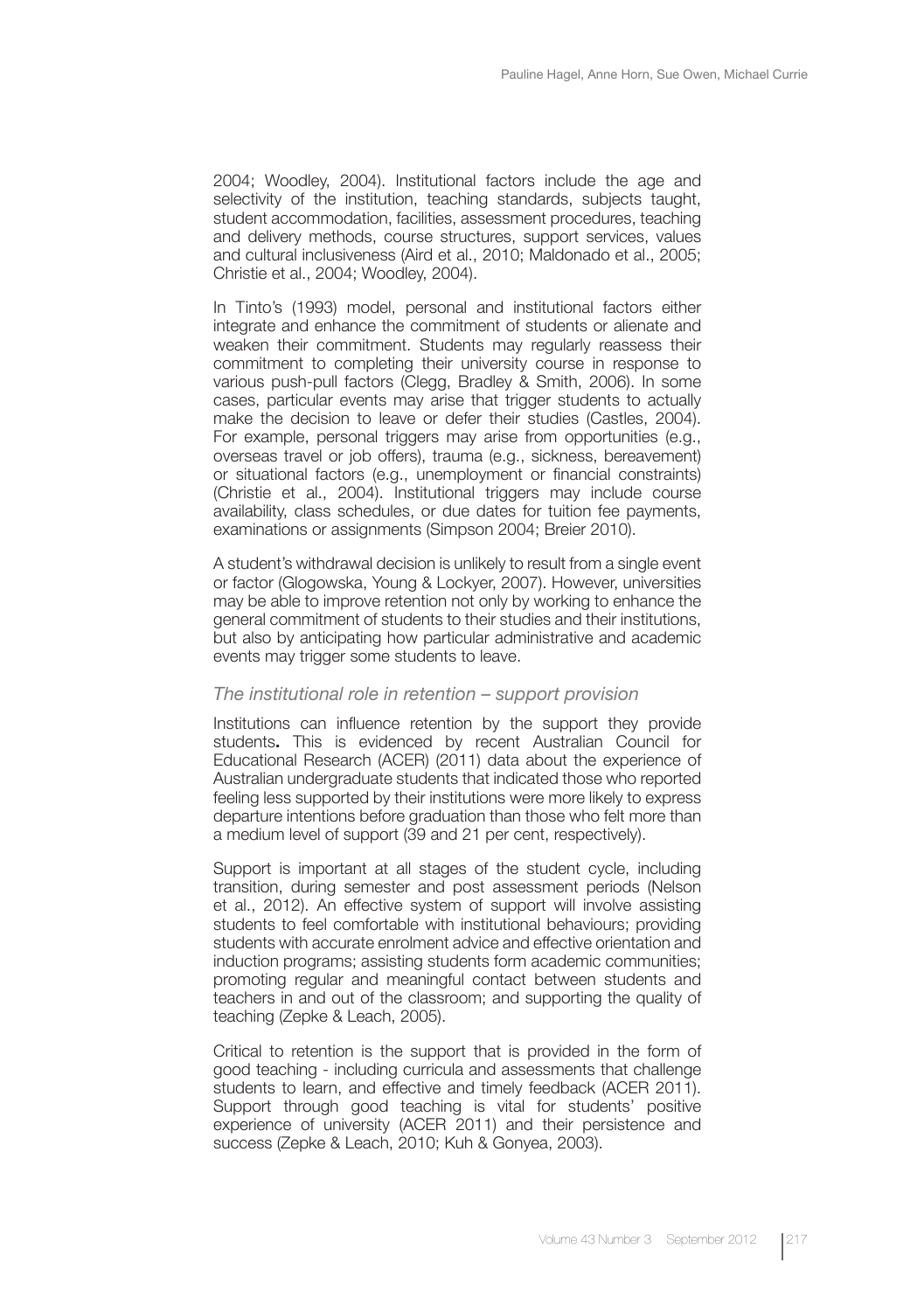2004; Woodley, 2004). Institutional factors include the age and selectivity of the institution, teaching standards, subjects taught, student accommodation, facilities, assessment procedures, teaching and delivery methods, course structures, support services, values and cultural inclusiveness (Aird et al., 2010; Maldonado et al., 2005; Christie et al., 2004; Woodley, 2004).

In Tinto's (1993) model, personal and institutional factors either integrate and enhance the commitment of students or alienate and weaken their commitment. Students may regularly reassess their commitment to completing their university course in response to various push-pull factors (Clegg, Bradley & Smith, 2006). In some cases, particular events may arise that trigger students to actually make the decision to leave or defer their studies (Castles, 2004). For example, personal triggers may arise from opportunities (e.g., overseas travel or job offers), trauma (e.g., sickness, bereavement) or situational factors (e.g., unemployment or financial constraints) (Christie et al., 2004). Institutional triggers may include course availability, class schedules, or due dates for tuition fee payments, examinations or assignments (Simpson 2004; Breier 2010).

A student's withdrawal decision is unlikely to result from a single event or factor (Glogowska, Young & Lockyer, 2007). However, universities may be able to improve retention not only by working to enhance the general commitment of students to their studies and their institutions, but also by anticipating how particular administrative and academic events may trigger some students to leave.

### *The institutional role in retention – support provision*

Institutions can influence retention by the support they provide students**.** This is evidenced by recent Australian Council for Educational Research (ACER) (2011) data about the experience of Australian undergraduate students that indicated those who reported feeling less supported by their institutions were more likely to express departure intentions before graduation than those who felt more than a medium level of support (39 and 21 per cent, respectively).

Support is important at all stages of the student cycle, including transition, during semester and post assessment periods (Nelson et al., 2012). An effective system of support will involve assisting students to feel comfortable with institutional behaviours; providing students with accurate enrolment advice and effective orientation and induction programs; assisting students form academic communities; promoting regular and meaningful contact between students and teachers in and out of the classroom; and supporting the quality of teaching (Zepke & Leach, 2005).

Critical to retention is the support that is provided in the form of good teaching - including curricula and assessments that challenge students to learn, and effective and timely feedback (ACER 2011). Support through good teaching is vital for students' positive experience of university (ACER 2011) and their persistence and success (Zepke & Leach, 2010; Kuh & Gonyea, 2003).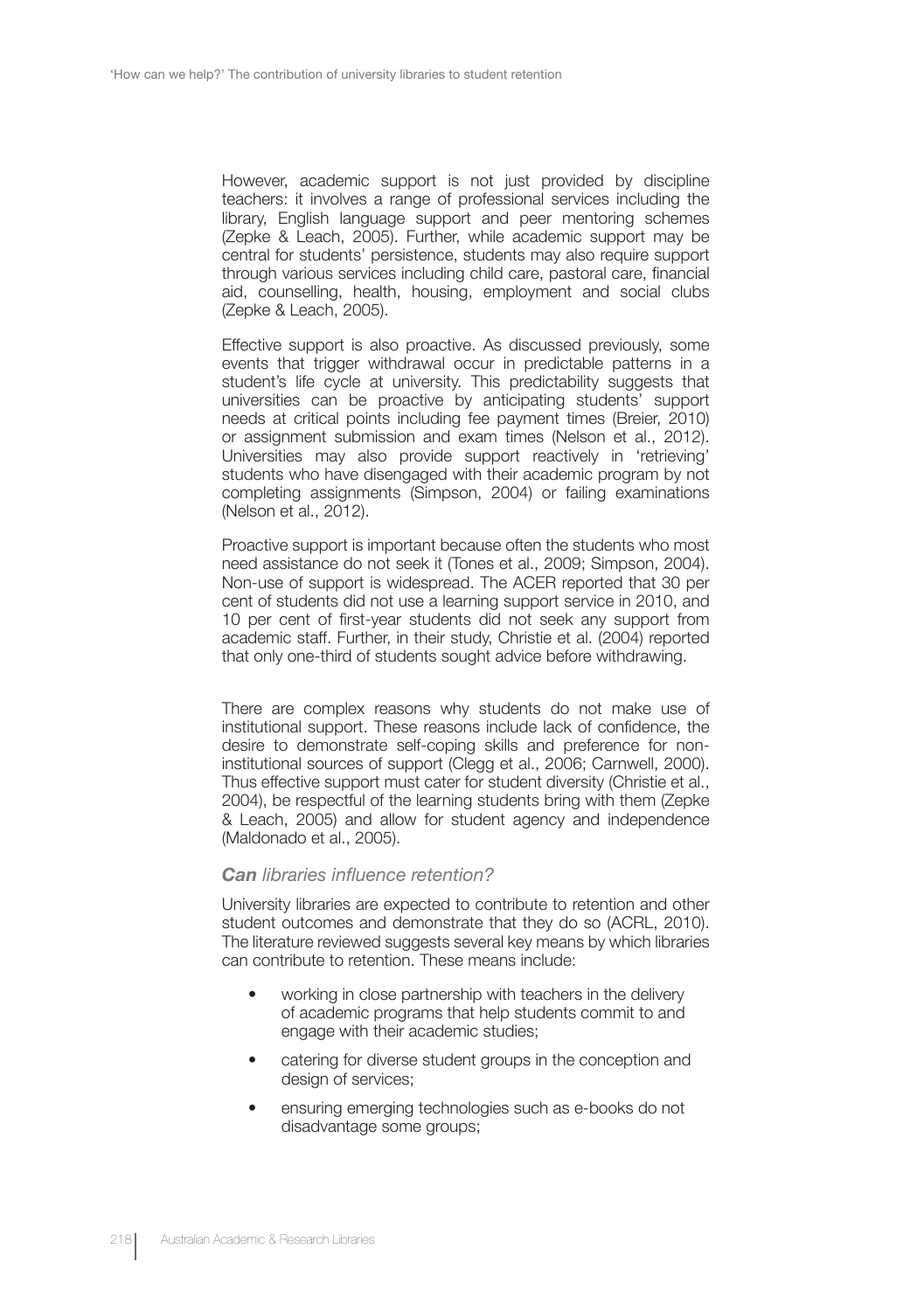However, academic support is not just provided by discipline teachers: it involves a range of professional services including the library, English language support and peer mentoring schemes (Zepke & Leach, 2005). Further, while academic support may be central for students' persistence, students may also require support through various services including child care, pastoral care, financial aid, counselling, health, housing, employment and social clubs (Zepke & Leach, 2005).

Effective support is also proactive. As discussed previously, some events that trigger withdrawal occur in predictable patterns in a student's life cycle at university. This predictability suggests that universities can be proactive by anticipating students' support needs at critical points including fee payment times (Breier, 2010) or assignment submission and exam times (Nelson et al., 2012). Universities may also provide support reactively in 'retrieving' students who have disengaged with their academic program by not completing assignments (Simpson, 2004) or failing examinations (Nelson et al., 2012).

Proactive support is important because often the students who most need assistance do not seek it (Tones et al., 2009; Simpson, 2004). Non-use of support is widespread. The ACER reported that 30 per cent of students did not use a learning support service in 2010, and 10 per cent of first-year students did not seek any support from academic staff. Further, in their study, Christie et al. (2004) reported that only one-third of students sought advice before withdrawing.

There are complex reasons why students do not make use of institutional support. These reasons include lack of confidence, the desire to demonstrate self-coping skills and preference for non-institutional sources of support (Clegg et al., 2006; Carnwell, 2000). Thus effective support must cater for student diversity (Christie et al., 2004), be respectful of the learning students bring with them (Zepke & Leach, 2005) and allow for student agency and independence (Maldonado et al., 2005).

### ***Can*** *libraries influence retention?*

University libraries are expected to contribute to retention and other student outcomes and demonstrate that they do so (ACRL, 2010). The literature reviewed suggests several key means by which libraries can contribute to retention. These means include:

- working in close partnership with teachers in the delivery of academic programs that help students commit to and engage with their academic studies;
- catering for diverse student groups in the conception and design of services;
- ensuring emerging technologies such as e-books do not disadvantage some groups;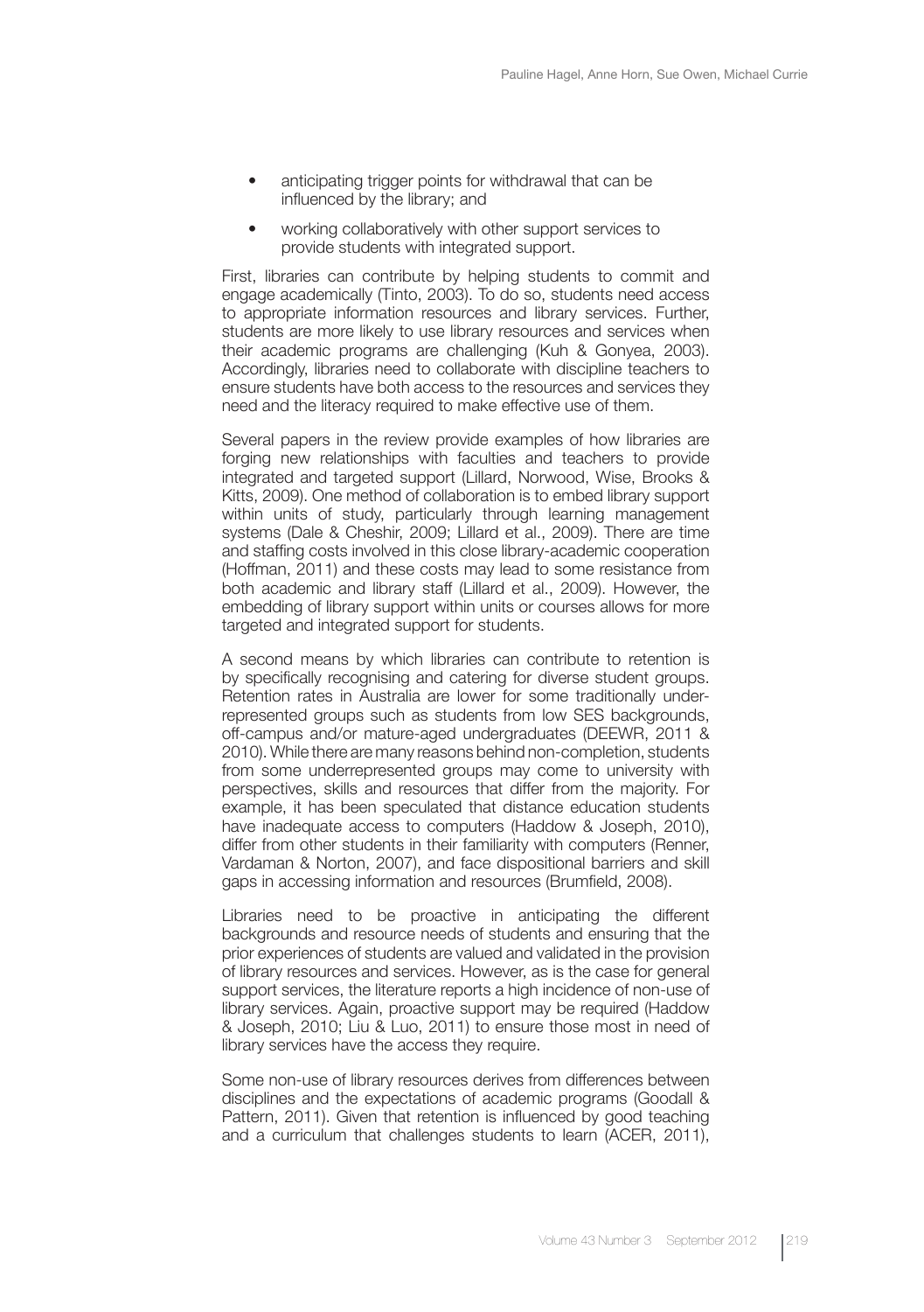- anticipating trigger points for withdrawal that can be influenced by the library; and
- working collaboratively with other support services to provide students with integrated support.

First, libraries can contribute by helping students to commit and engage academically (Tinto, 2003). To do so, students need access to appropriate information resources and library services. Further, students are more likely to use library resources and services when their academic programs are challenging (Kuh & Gonyea, 2003). Accordingly, libraries need to collaborate with discipline teachers to ensure students have both access to the resources and services they need and the literacy required to make effective use of them.

Several papers in the review provide examples of how libraries are forging new relationships with faculties and teachers to provide integrated and targeted support (Lillard, Norwood, Wise, Brooks & Kitts, 2009). One method of collaboration is to embed library support within units of study, particularly through learning management systems (Dale & Cheshir, 2009; Lillard et al., 2009). There are time and staffing costs involved in this close library-academic cooperation (Hoffman, 2011) and these costs may lead to some resistance from both academic and library staff (Lillard et al., 2009). However, the embedding of library support within units or courses allows for more targeted and integrated support for students.

A second means by which libraries can contribute to retention is by specifically recognising and catering for diverse student groups. Retention rates in Australia are lower for some traditionally under-represented groups such as students from low SES backgrounds, off-campus and/or mature-aged undergraduates (DEEWR, 2011 & 2010). While there are many reasons behind non-completion, students from some underrepresented groups may come to university with perspectives, skills and resources that differ from the majority. For example, it has been speculated that distance education students have inadequate access to computers (Haddow & Joseph, 2010), differ from other students in their familiarity with computers (Renner, Vardaman & Norton, 2007), and face dispositional barriers and skill gaps in accessing information and resources (Brumfield, 2008).

Libraries need to be proactive in anticipating the different backgrounds and resource needs of students and ensuring that the prior experiences of students are valued and validated in the provision of library resources and services. However, as is the case for general support services, the literature reports a high incidence of non-use of library services. Again, proactive support may be required (Haddow & Joseph, 2010; Liu & Luo, 2011) to ensure those most in need of library services have the access they require.

Some non-use of library resources derives from differences between disciplines and the expectations of academic programs (Goodall & Pattern, 2011). Given that retention is influenced by good teaching and a curriculum that challenges students to learn (ACER, 2011),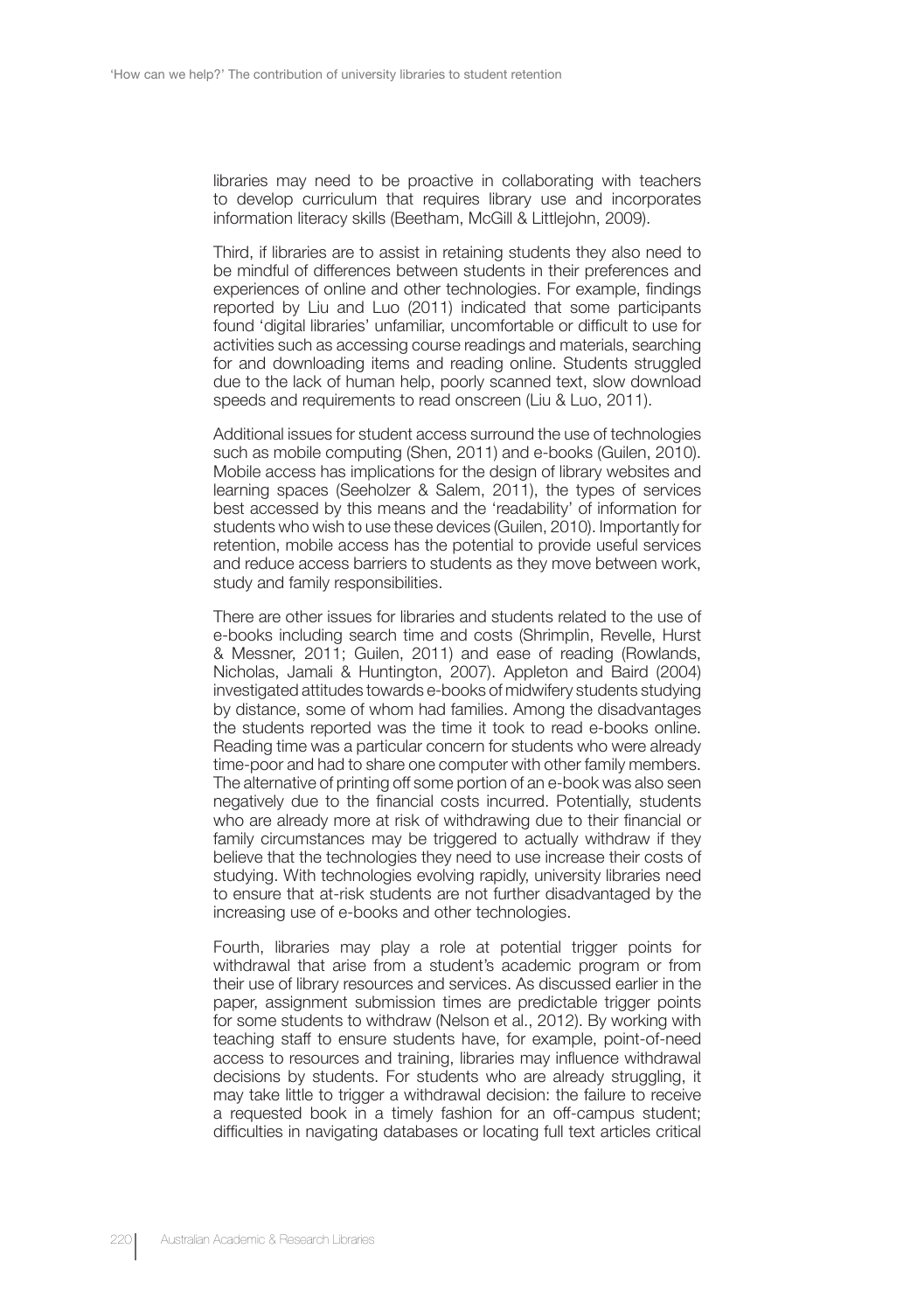libraries may need to be proactive in collaborating with teachers to develop curriculum that requires library use and incorporates information literacy skills (Beetham, McGill & Littlejohn, 2009).

Third, if libraries are to assist in retaining students they also need to be mindful of differences between students in their preferences and experiences of online and other technologies. For example, findings reported by Liu and Luo (2011) indicated that some participants found 'digital libraries' unfamiliar, uncomfortable or difficult to use for activities such as accessing course readings and materials, searching for and downloading items and reading online. Students struggled due to the lack of human help, poorly scanned text, slow download speeds and requirements to read onscreen (Liu & Luo, 2011).

Additional issues for student access surround the use of technologies such as mobile computing (Shen, 2011) and e-books (Guilen, 2010). Mobile access has implications for the design of library websites and learning spaces (Seeholzer & Salem, 2011), the types of services best accessed by this means and the 'readability' of information for students who wish to use these devices (Guilen, 2010). Importantly for retention, mobile access has the potential to provide useful services and reduce access barriers to students as they move between work, study and family responsibilities.

There are other issues for libraries and students related to the use of e-books including search time and costs (Shrimplin, Revelle, Hurst & Messner, 2011; Guilen, 2011) and ease of reading (Rowlands, Nicholas, Jamali & Huntington, 2007). Appleton and Baird (2004) investigated attitudes towards e-books of midwifery students studying by distance, some of whom had families. Among the disadvantages the students reported was the time it took to read e-books online. Reading time was a particular concern for students who were already time-poor and had to share one computer with other family members. The alternative of printing off some portion of an e-book was also seen negatively due to the financial costs incurred. Potentially, students who are already more at risk of withdrawing due to their financial or family circumstances may be triggered to actually withdraw if they believe that the technologies they need to use increase their costs of studying. With technologies evolving rapidly, university libraries need to ensure that at-risk students are not further disadvantaged by the increasing use of e-books and other technologies.

Fourth, libraries may play a role at potential trigger points for withdrawal that arise from a student's academic program or from their use of library resources and services. As discussed earlier in the paper, assignment submission times are predictable trigger points for some students to withdraw (Nelson et al., 2012). By working with teaching staff to ensure students have, for example, point-of-need access to resources and training, libraries may influence withdrawal decisions by students. For students who are already struggling, it may take little to trigger a withdrawal decision: the failure to receive a requested book in a timely fashion for an off-campus student; difficulties in navigating databases or locating full text articles critical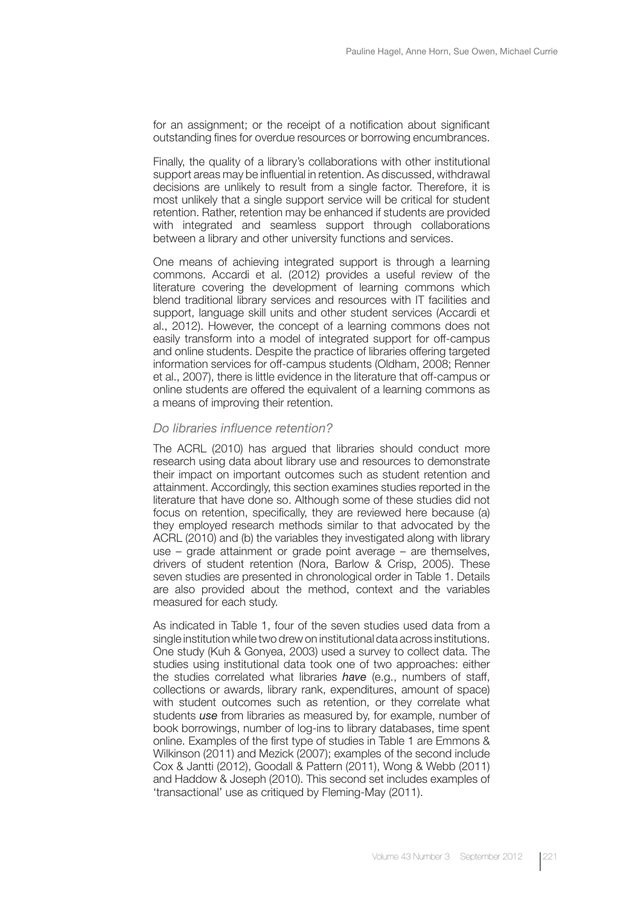for an assignment; or the receipt of a notification about significant outstanding fines for overdue resources or borrowing encumbrances.

Finally, the quality of a library's collaborations with other institutional support areas may be influential in retention. As discussed, withdrawal decisions are unlikely to result from a single factor. Therefore, it is most unlikely that a single support service will be critical for student retention. Rather, retention may be enhanced if students are provided with integrated and seamless support through collaborations between a library and other university functions and services.

One means of achieving integrated support is through a learning commons. Accardi et al. (2012) provides a useful review of the literature covering the development of learning commons which blend traditional library services and resources with IT facilities and support, language skill units and other student services (Accardi et al., 2012). However, the concept of a learning commons does not easily transform into a model of integrated support for off-campus and online students. Despite the practice of libraries offering targeted information services for off-campus students (Oldham, 2008; Renner et al., 2007), there is little evidence in the literature that off-campus or online students are offered the equivalent of a learning commons as a means of improving their retention.

### *Do libraries influence retention?*

The ACRL (2010) has argued that libraries should conduct more research using data about library use and resources to demonstrate their impact on important outcomes such as student retention and attainment. Accordingly, this section examines studies reported in the literature that have done so. Although some of these studies did not focus on retention, specifically, they are reviewed here because (a) they employed research methods similar to that advocated by the ACRL (2010) and (b) the variables they investigated along with library use – grade attainment or grade point average – are themselves, drivers of student retention (Nora, Barlow & Crisp, 2005). These seven studies are presented in chronological order in Table 1. Details are also provided about the method, context and the variables measured for each study.

As indicated in Table 1, four of the seven studies used data from a single institution while two drew on institutional data across institutions. One study (Kuh & Gonyea, 2003) used a survey to collect data. The studies using institutional data took one of two approaches: either the studies correlated what libraries ***have*** (e.g., numbers of staff, collections or awards, library rank, expenditures, amount of space) with student outcomes such as retention, or they correlate what students ***use*** from libraries as measured by, for example, number of book borrowings, number of log-ins to library databases, time spent online. Examples of the first type of studies in Table 1 are Emmons & Wilkinson (2011) and Mezick (2007); examples of the second include Cox & Jantti (2012), Goodall & Pattern (2011), Wong & Webb (2011) and Haddow & Joseph (2010). This second set includes examples of 'transactional' use as critiqued by Fleming-May (2011).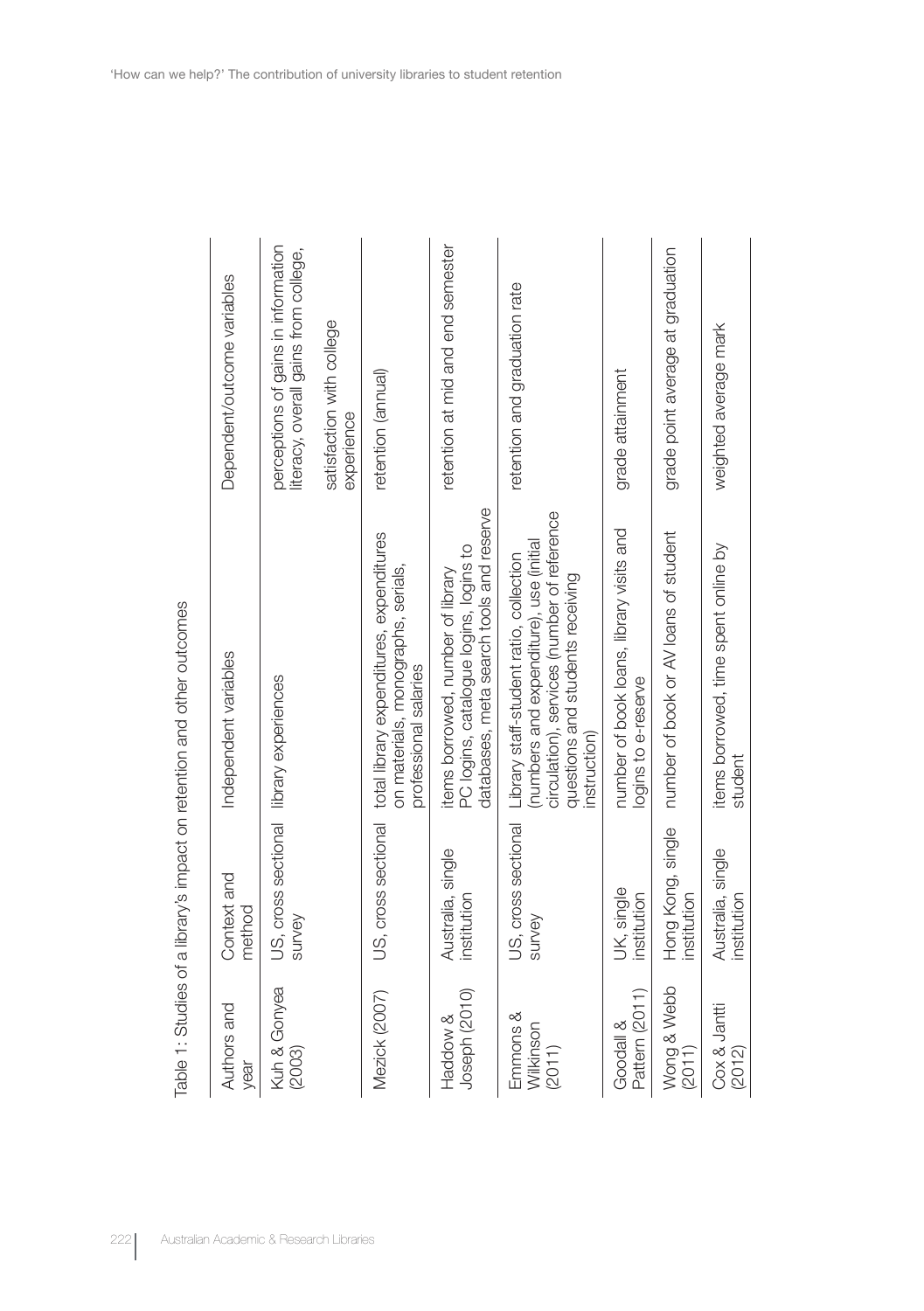Table 1: Studies of a library's impact on retention and other outcomes

| Authors and year | Context and method | Independent variables | Dependent/outcome variables |
|---|---|---|---|
| Kuh & Gonyea (2003) | US, cross sectional survey | library experiences | perceptions of gains in information literacy, overall gains from college, satisfaction with college experience |
| Mezick (2007) | US, cross sectional | total library expenditures, expenditures on materials, monographs, serials, professional salaries | retention (annual) |
| Haddow & Joseph (2010) | Australia, single institution | items borrowed, number of library PC logins, catalogue logins, logins to databases, meta search tools and reserve | retention at mid and end semester |
| Emmons & Wilkinson (2011) | US, cross sectional survey | Library staff-student ratio, collection (numbers and expenditure), use (initial circulation), services (number of reference questions and students receiving instruction) | retention and graduation rate |
| Goodall & Pattern (2011) | UK, single institution | number of book loans, library visits and logins to e-reserve | grade attainment |
| Wong & Webb (2011) | Hong Kong, single institution | number of book or AV loans of student | grade point average at graduation |
| Cox & Jantti (2012) | Australia, single institution | items borrowed, time spent online by student | weighted average mark |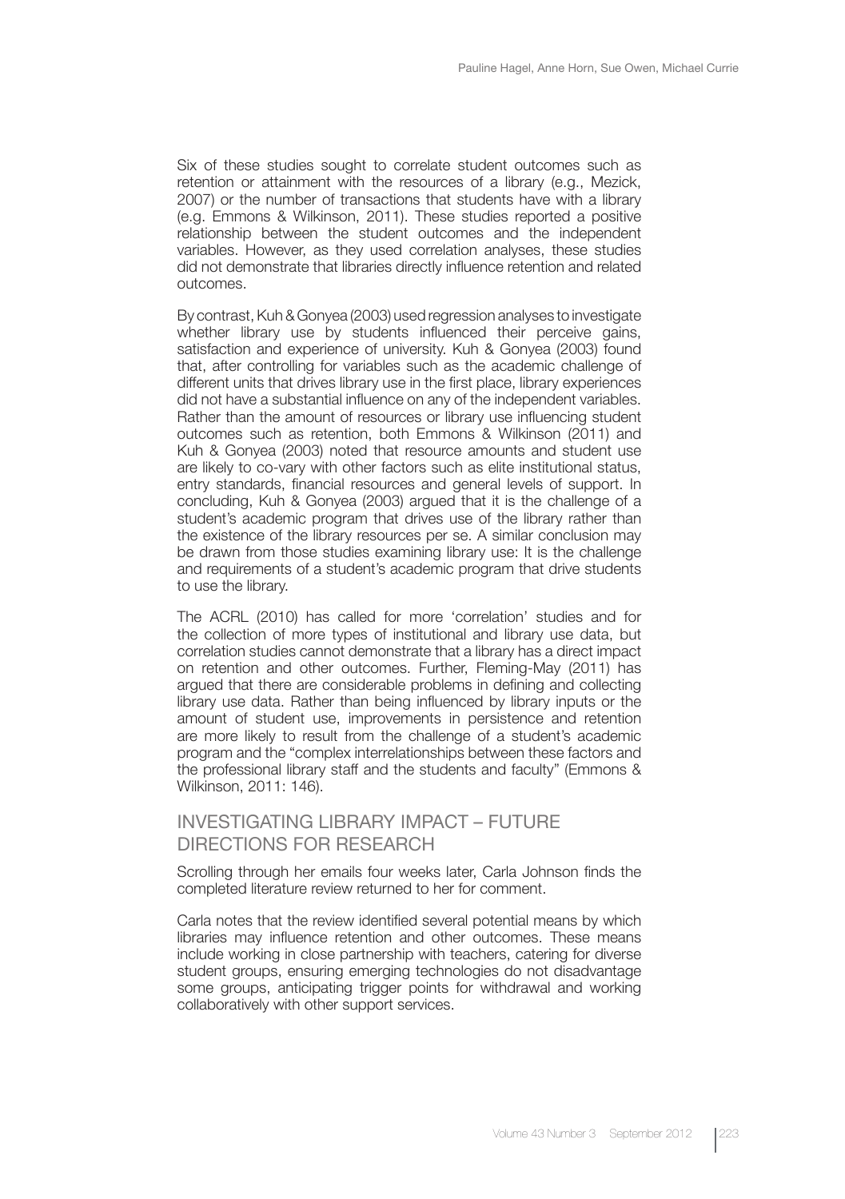Six of these studies sought to correlate student outcomes such as retention or attainment with the resources of a library (e.g., Mezick, 2007) or the number of transactions that students have with a library (e.g. Emmons & Wilkinson, 2011). These studies reported a positive relationship between the student outcomes and the independent variables. However, as they used correlation analyses, these studies did not demonstrate that libraries directly influence retention and related outcomes.

By contrast, Kuh & Gonyea (2003) used regression analyses to investigate whether library use by students influenced their perceive gains, satisfaction and experience of university. Kuh & Gonyea (2003) found that, after controlling for variables such as the academic challenge of different units that drives library use in the first place, library experiences did not have a substantial influence on any of the independent variables. Rather than the amount of resources or library use influencing student outcomes such as retention, both Emmons & Wilkinson (2011) and Kuh & Gonyea (2003) noted that resource amounts and student use are likely to co-vary with other factors such as elite institutional status, entry standards, financial resources and general levels of support. In concluding, Kuh & Gonyea (2003) argued that it is the challenge of a student's academic program that drives use of the library rather than the existence of the library resources per se. A similar conclusion may be drawn from those studies examining library use: It is the challenge and requirements of a student's academic program that drive students to use the library.

The ACRL (2010) has called for more 'correlation' studies and for the collection of more types of institutional and library use data, but correlation studies cannot demonstrate that a library has a direct impact on retention and other outcomes. Further, Fleming-May (2011) has argued that there are considerable problems in defining and collecting library use data. Rather than being influenced by library inputs or the amount of student use, improvements in persistence and retention are more likely to result from the challenge of a student's academic program and the "complex interrelationships between these factors and the professional library staff and the students and faculty" (Emmons & Wilkinson, 2011: 146).

## INVESTIGATING LIBRARY IMPACT – FUTURE DIRECTIONS FOR RESEARCH

Scrolling through her emails four weeks later, Carla Johnson finds the completed literature review returned to her for comment.

Carla notes that the review identified several potential means by which libraries may influence retention and other outcomes. These means include working in close partnership with teachers, catering for diverse student groups, ensuring emerging technologies do not disadvantage some groups, anticipating trigger points for withdrawal and working collaboratively with other support services.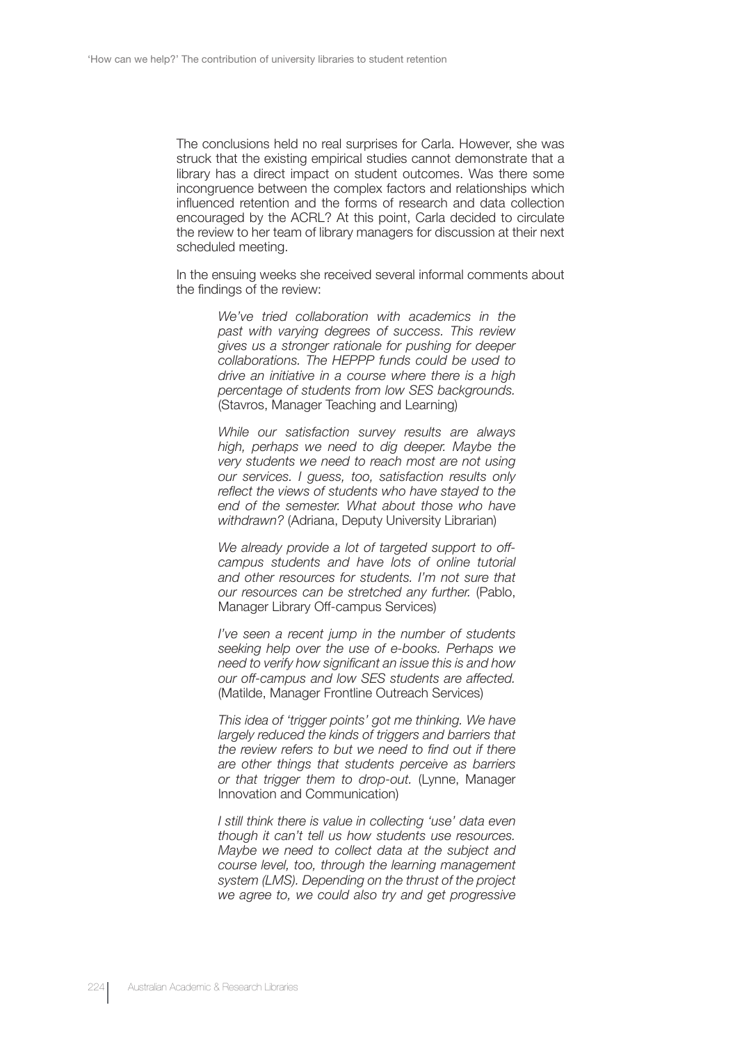The conclusions held no real surprises for Carla. However, she was struck that the existing empirical studies cannot demonstrate that a library has a direct impact on student outcomes. Was there some incongruence between the complex factors and relationships which influenced retention and the forms of research and data collection encouraged by the ACRL? At this point, Carla decided to circulate the review to her team of library managers for discussion at their next scheduled meeting.

In the ensuing weeks she received several informal comments about the findings of the review:

> *We've tried collaboration with academics in the past with varying degrees of success. This review gives us a stronger rationale for pushing for deeper collaborations. The HEPPP funds could be used to drive an initiative in a course where there is a high percentage of students from low SES backgrounds.* (Stavros, Manager Teaching and Learning)

> *While our satisfaction survey results are always high, perhaps we need to dig deeper. Maybe the very students we need to reach most are not using our services. I guess, too, satisfaction results only reflect the views of students who have stayed to the end of the semester. What about those who have withdrawn?* (Adriana, Deputy University Librarian)

> *We already provide a lot of targeted support to off-campus students and have lots of online tutorial and other resources for students. I'm not sure that our resources can be stretched any further.* (Pablo, Manager Library Off-campus Services)

> *I've seen a recent jump in the number of students seeking help over the use of e-books. Perhaps we need to verify how significant an issue this is and how our off-campus and low SES students are affected.* (Matilde, Manager Frontline Outreach Services)

> *This idea of 'trigger points' got me thinking. We have largely reduced the kinds of triggers and barriers that the review refers to but we need to find out if there are other things that students perceive as barriers or that trigger them to drop-out.* (Lynne, Manager Innovation and Communication)

> *I still think there is value in collecting 'use' data even though it can't tell us how students use resources. Maybe we need to collect data at the subject and course level, too, through the learning management system (LMS). Depending on the thrust of the project we agree to, we could also try and get progressive*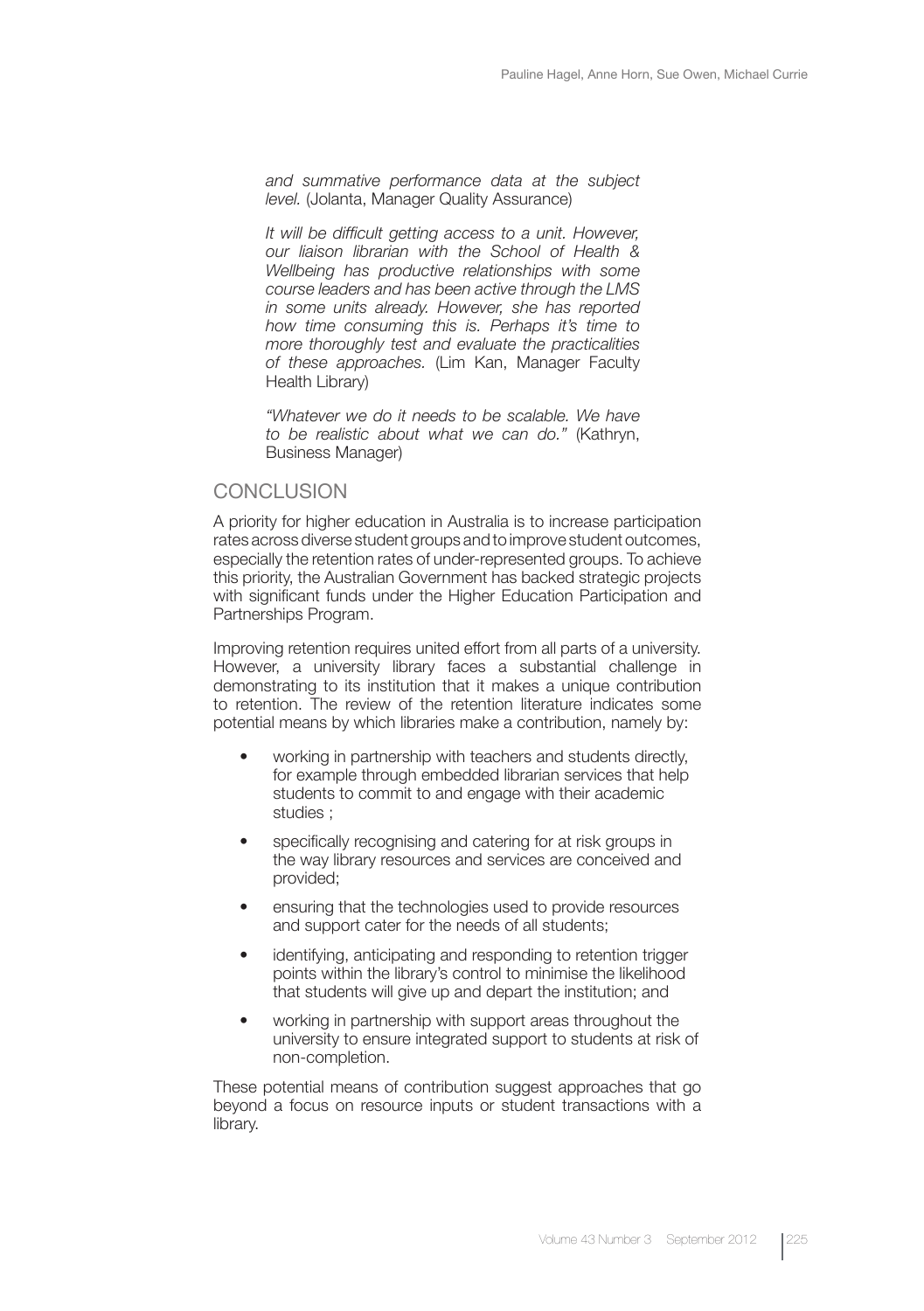*and summative performance data at the subject level.* (Jolanta, Manager Quality Assurance)

> *It will be difficult getting access to a unit. However, our liaison librarian with the School of Health & Wellbeing has productive relationships with some course leaders and has been active through the LMS in some units already. However, she has reported how time consuming this is. Perhaps it's time to more thoroughly test and evaluate the practicalities of these approaches.* (Lim Kan, Manager Faculty Health Library)

> *"Whatever we do it needs to be scalable. We have to be realistic about what we can do."* (Kathryn, Business Manager)

## CONCLUSION

A priority for higher education in Australia is to increase participation rates across diverse student groups and to improve student outcomes, especially the retention rates of under-represented groups. To achieve this priority, the Australian Government has backed strategic projects with significant funds under the Higher Education Participation and Partnerships Program.

Improving retention requires united effort from all parts of a university. However, a university library faces a substantial challenge in demonstrating to its institution that it makes a unique contribution to retention. The review of the retention literature indicates some potential means by which libraries make a contribution, namely by:

- working in partnership with teachers and students directly, for example through embedded librarian services that help students to commit to and engage with their academic studies ;
- specifically recognising and catering for at risk groups in the way library resources and services are conceived and provided;
- ensuring that the technologies used to provide resources and support cater for the needs of all students;
- identifying, anticipating and responding to retention trigger points within the library's control to minimise the likelihood that students will give up and depart the institution; and
- working in partnership with support areas throughout the university to ensure integrated support to students at risk of non-completion.

These potential means of contribution suggest approaches that go beyond a focus on resource inputs or student transactions with a library.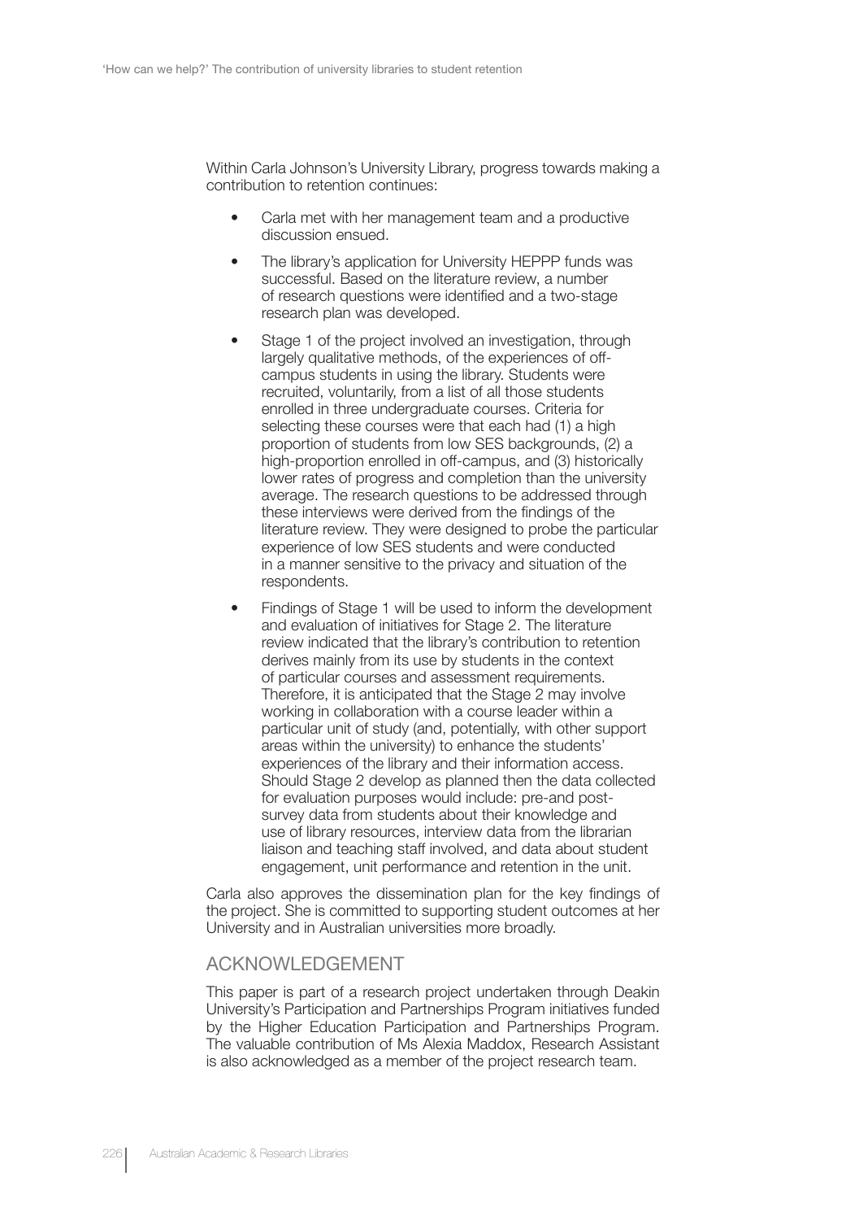Within Carla Johnson's University Library, progress towards making a contribution to retention continues:

- Carla met with her management team and a productive discussion ensued.
- The library's application for University HEPPP funds was successful. Based on the literature review, a number of research questions were identified and a two-stage research plan was developed.
- Stage 1 of the project involved an investigation, through largely qualitative methods, of the experiences of off-campus students in using the library. Students were recruited, voluntarily, from a list of all those students enrolled in three undergraduate courses. Criteria for selecting these courses were that each had (1) a high proportion of students from low SES backgrounds, (2) a high-proportion enrolled in off-campus, and (3) historically lower rates of progress and completion than the university average. The research questions to be addressed through these interviews were derived from the findings of the literature review. They were designed to probe the particular experience of low SES students and were conducted in a manner sensitive to the privacy and situation of the respondents.
- Findings of Stage 1 will be used to inform the development and evaluation of initiatives for Stage 2. The literature review indicated that the library's contribution to retention derives mainly from its use by students in the context of particular courses and assessment requirements. Therefore, it is anticipated that the Stage 2 may involve working in collaboration with a course leader within a particular unit of study (and, potentially, with other support areas within the university) to enhance the students' experiences of the library and their information access. Should Stage 2 develop as planned then the data collected for evaluation purposes would include: pre-and post-survey data from students about their knowledge and use of library resources, interview data from the librarian liaison and teaching staff involved, and data about student engagement, unit performance and retention in the unit.

Carla also approves the dissemination plan for the key findings of the project. She is committed to supporting student outcomes at her University and in Australian universities more broadly.

## ACKNOWLEDGEMENT

This paper is part of a research project undertaken through Deakin University's Participation and Partnerships Program initiatives funded by the Higher Education Participation and Partnerships Program. The valuable contribution of Ms Alexia Maddox, Research Assistant is also acknowledged as a member of the project research team.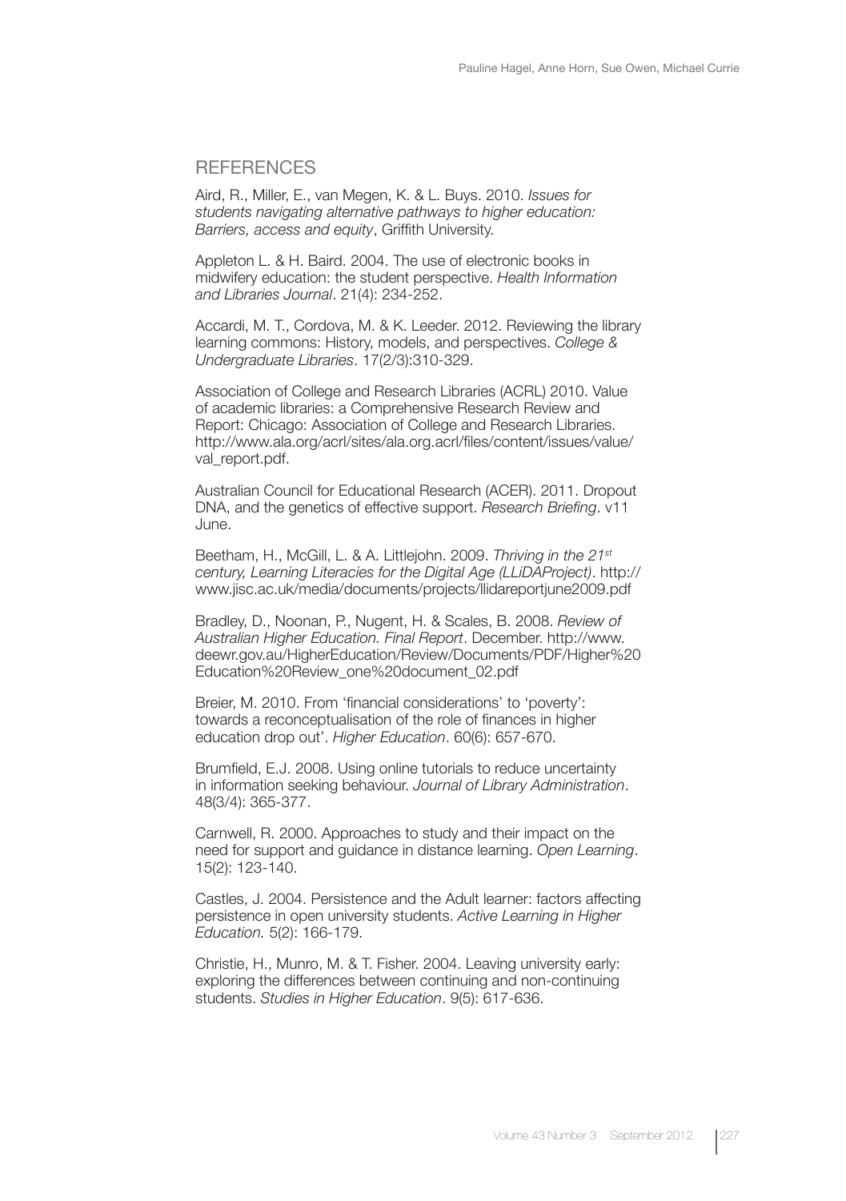## REFERENCES

Aird, R., Miller, E., van Megen, K. & L. Buys. 2010. *Issues for students navigating alternative pathways to higher education: Barriers, access and equity*, Griffith University.

Appleton L. & H. Baird. 2004. The use of electronic books in midwifery education: the student perspective. *Health Information and Libraries Journal*. 21(4): 234-252.

Accardi, M. T., Cordova, M. & K. Leeder. 2012. Reviewing the library learning commons: History, models, and perspectives. *College & Undergraduate Libraries*. 17(2/3):310-329.

Association of College and Research Libraries (ACRL) 2010. Value of academic libraries: a Comprehensive Research Review and Report: Chicago: Association of College and Research Libraries. http://www.ala.org/acrl/sites/ala.org.acrl/files/content/issues/value/val_report.pdf.

Australian Council for Educational Research (ACER). 2011. Dropout DNA, and the genetics of effective support. *Research Briefing*. v11 June.

Beetham, H., McGill, L. & A. Littlejohn. 2009. *Thriving in the 21st century, Learning Literacies for the Digital Age (LLiDAProject)*. http://www.jisc.ac.uk/media/documents/projects/llidareportjune2009.pdf

Bradley, D., Noonan, P., Nugent, H. & Scales, B. 2008. *Review of Australian Higher Education. Final Report*. December. http://www.deewr.gov.au/HigherEducation/Review/Documents/PDF/Higher%20Education%20Review_one%20document_02.pdf

Breier, M. 2010. From 'financial considerations' to 'poverty': towards a reconceptualisation of the role of finances in higher education drop out'. *Higher Education*. 60(6): 657-670.

Brumfield, E.J. 2008. Using online tutorials to reduce uncertainty in information seeking behaviour. *Journal of Library Administration*. 48(3/4): 365-377.

Carnwell, R. 2000. Approaches to study and their impact on the need for support and guidance in distance learning. *Open Learning*. 15(2): 123-140.

Castles, J. 2004. Persistence and the Adult learner: factors affecting persistence in open university students. *Active Learning in Higher Education.* 5(2): 166-179.

Christie, H., Munro, M. & T. Fisher. 2004. Leaving university early: exploring the differences between continuing and non-continuing students. *Studies in Higher Education*. 9(5): 617-636.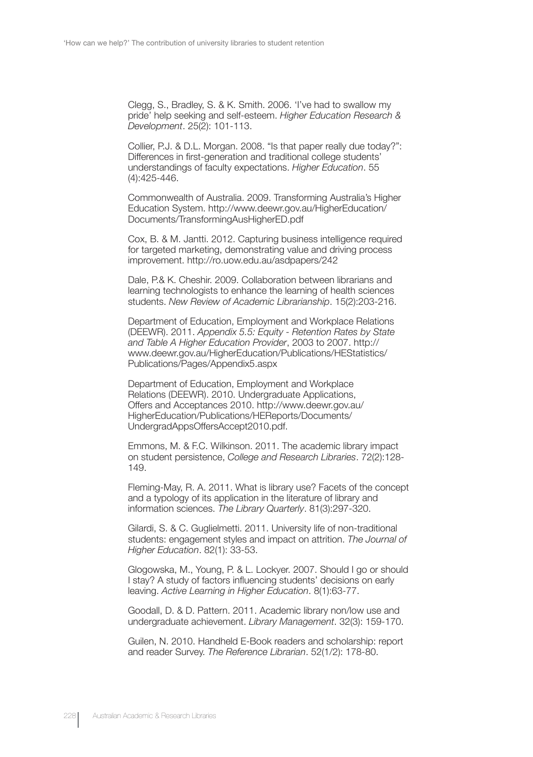Clegg, S., Bradley, S. & K. Smith. 2006. 'I've had to swallow my pride' help seeking and self-esteem. *Higher Education Research & Development*. 25(2): 101-113.

Collier, P.J. & D.L. Morgan. 2008. "Is that paper really due today?": Differences in first-generation and traditional college students' understandings of faculty expectations. *Higher Education*. 55 (4):425-446.

Commonwealth of Australia. 2009. Transforming Australia's Higher Education System. http://www.deewr.gov.au/HigherEducation/Documents/TransformingAusHigherED.pdf

Cox, B. & M. Jantti. 2012. Capturing business intelligence required for targeted marketing, demonstrating value and driving process improvement. http://ro.uow.edu.au/asdpapers/242

Dale, P.& K. Cheshir. 2009. Collaboration between librarians and learning technologists to enhance the learning of health sciences students. *New Review of Academic Librarianship*. 15(2):203-216.

Department of Education, Employment and Workplace Relations (DEEWR). 2011. *Appendix 5.5: Equity - Retention Rates by State and Table A Higher Education Provider*, 2003 to 2007. http://www.deewr.gov.au/HigherEducation/Publications/HEStatistics/Publications/Pages/Appendix5.aspx

Department of Education, Employment and Workplace Relations (DEEWR). 2010. Undergraduate Applications, Offers and Acceptances 2010. http://www.deewr.gov.au/HigherEducation/Publications/HEReports/Documents/UndergradAppsOffersAccept2010.pdf.

Emmons, M. & F.C. Wilkinson. 2011. The academic library impact on student persistence, *College and Research Libraries*. 72(2):128-149.

Fleming-May, R. A. 2011. What is library use? Facets of the concept and a typology of its application in the literature of library and information sciences. *The Library Quarterly*. 81(3):297-320.

Gilardi, S. & C. Guglielmetti. 2011. University life of non-traditional students: engagement styles and impact on attrition. *The Journal of Higher Education*. 82(1): 33-53.

Glogowska, M., Young, P. & L. Lockyer. 2007. Should I go or should I stay? A study of factors influencing students' decisions on early leaving. *Active Learning in Higher Education*. 8(1):63-77.

Goodall, D. & D. Pattern. 2011. Academic library non/low use and undergraduate achievement. *Library Management*. 32(3): 159-170.

Guilen, N. 2010. Handheld E-Book readers and scholarship: report and reader Survey. *The Reference Librarian*. 52(1/2): 178-80.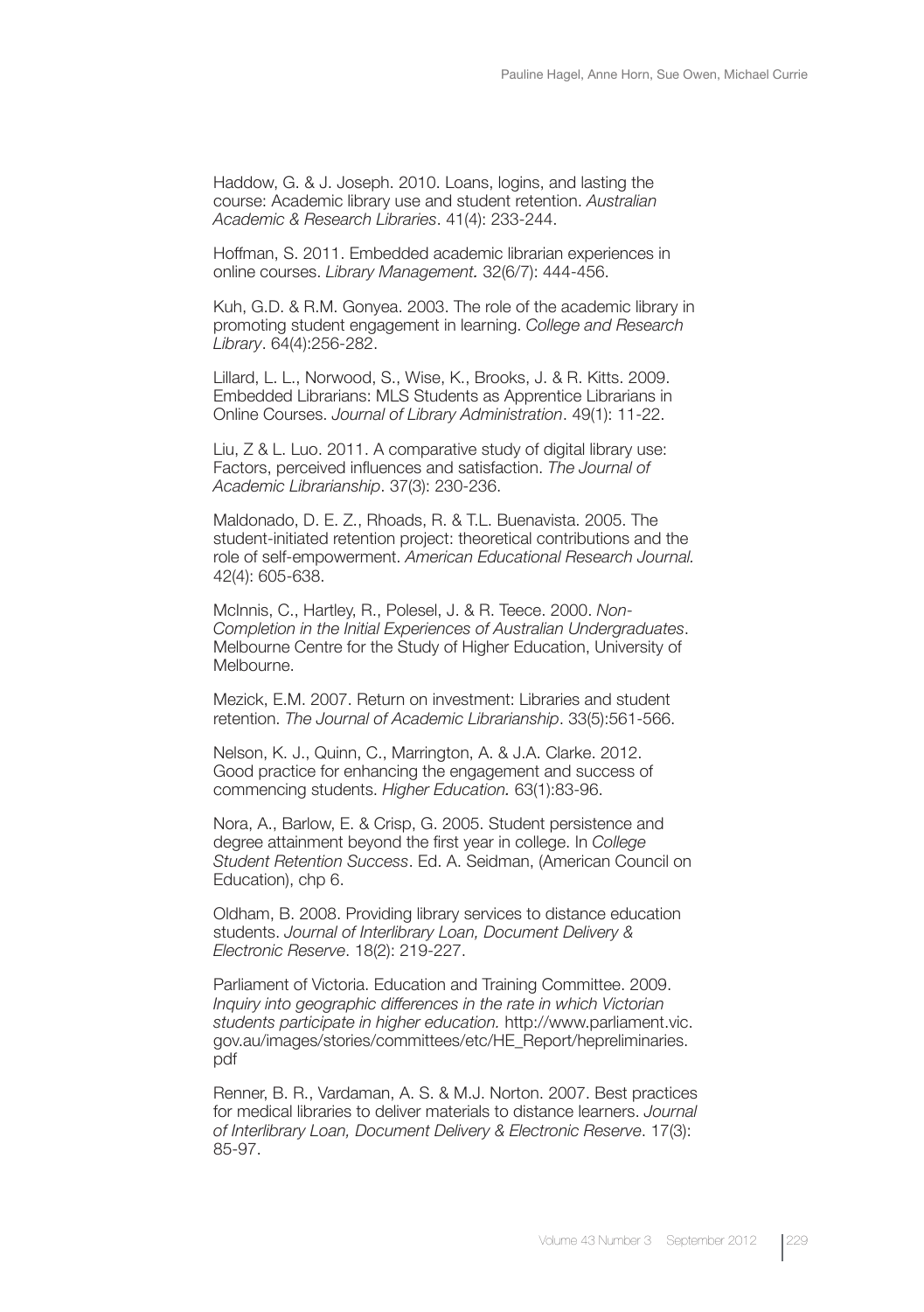Haddow, G. & J. Joseph. 2010. Loans, logins, and lasting the course: Academic library use and student retention. *Australian Academic & Research Libraries*. 41(4): 233-244.

Hoffman, S. 2011. Embedded academic librarian experiences in online courses. *Library Management.* 32(6/7): 444-456.

Kuh, G.D. & R.M. Gonyea. 2003. The role of the academic library in promoting student engagement in learning. *College and Research Library*. 64(4):256-282.

Lillard, L. L., Norwood, S., Wise, K., Brooks, J. & R. Kitts. 2009. Embedded Librarians: MLS Students as Apprentice Librarians in Online Courses. *Journal of Library Administration*. 49(1): 11-22.

Liu, Z & L. Luo. 2011. A comparative study of digital library use: Factors, perceived influences and satisfaction. *The Journal of Academic Librarianship*. 37(3): 230-236.

Maldonado, D. E. Z., Rhoads, R. & T.L. Buenavista. 2005. The student-initiated retention project: theoretical contributions and the role of self-empowerment. *American Educational Research Journal.* 42(4): 605-638.

McInnis, C., Hartley, R., Polesel, J. & R. Teece. 2000. *Non-Completion in the Initial Experiences of Australian Undergraduates*. Melbourne Centre for the Study of Higher Education, University of Melbourne.

Mezick, E.M. 2007. Return on investment: Libraries and student retention. *The Journal of Academic Librarianship*. 33(5):561-566.

Nelson, K. J., Quinn, C., Marrington, A. & J.A. Clarke. 2012. Good practice for enhancing the engagement and success of commencing students. *Higher Education.* 63(1):83-96.

Nora, A., Barlow, E. & Crisp, G. 2005. Student persistence and degree attainment beyond the first year in college. In *College Student Retention Success*. Ed. A. Seidman, (American Council on Education), chp 6.

Oldham, B. 2008. Providing library services to distance education students. *Journal of Interlibrary Loan, Document Delivery & Electronic Reserve*. 18(2): 219-227.

Parliament of Victoria. Education and Training Committee. 2009. *Inquiry into geographic differences in the rate in which Victorian students participate in higher education.* http://www.parliament.vic.gov.au/images/stories/committees/etc/HE_Report/hepreliminaries.pdf

Renner, B. R., Vardaman, A. S. & M.J. Norton. 2007. Best practices for medical libraries to deliver materials to distance learners. *Journal of Interlibrary Loan, Document Delivery & Electronic Reserve*. 17(3): 85-97.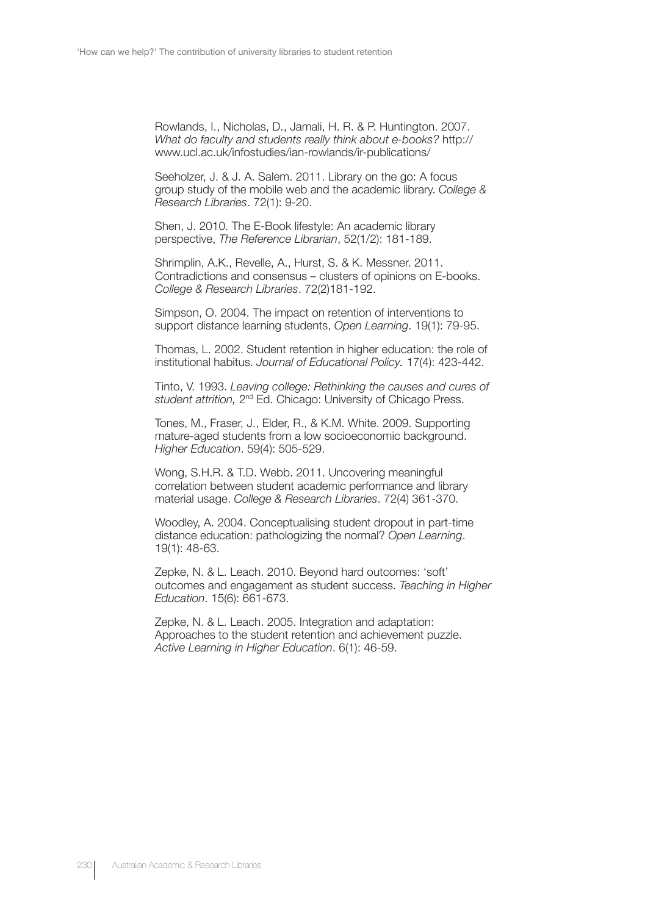Rowlands, I., Nicholas, D., Jamali, H. R. & P. Huntington. 2007. *What do faculty and students really think about e-books?* http://www.ucl.ac.uk/infostudies/ian-rowlands/ir-publications/

Seeholzer, J. & J. A. Salem. 2011. Library on the go: A focus group study of the mobile web and the academic library. *College & Research Libraries*. 72(1): 9-20.

Shen, J. 2010. The E-Book lifestyle: An academic library perspective, *The Reference Librarian*, 52(1/2): 181-189.

Shrimplin, A.K., Revelle, A., Hurst, S. & K. Messner. 2011. Contradictions and consensus – clusters of opinions on E-books. *College & Research Libraries*. 72(2)181-192.

Simpson, O. 2004. The impact on retention of interventions to support distance learning students, *Open Learning*. 19(1): 79-95.

Thomas, L. 2002. Student retention in higher education: the role of institutional habitus. *Journal of Educational Policy.* 17(4): 423-442.

Tinto, V. 1993. *Leaving college: Rethinking the causes and cures of student attrition,* 2nd Ed. Chicago: University of Chicago Press.

Tones, M., Fraser, J., Elder, R., & K.M. White. 2009. Supporting mature-aged students from a low socioeconomic background. *Higher Education*. 59(4): 505-529.

Wong, S.H.R. & T.D. Webb. 2011. Uncovering meaningful correlation between student academic performance and library material usage. *College & Research Libraries*. 72(4) 361-370.

Woodley, A. 2004. Conceptualising student dropout in part-time distance education: pathologizing the normal? *Open Learning*. 19(1): 48-63.

Zepke, N. & L. Leach. 2010. Beyond hard outcomes: 'soft' outcomes and engagement as student success. *Teaching in Higher Education*. 15(6): 661-673.

Zepke, N. & L. Leach. 2005. Integration and adaptation: Approaches to the student retention and achievement puzzle. *Active Learning in Higher Education*. 6(1): 46-59.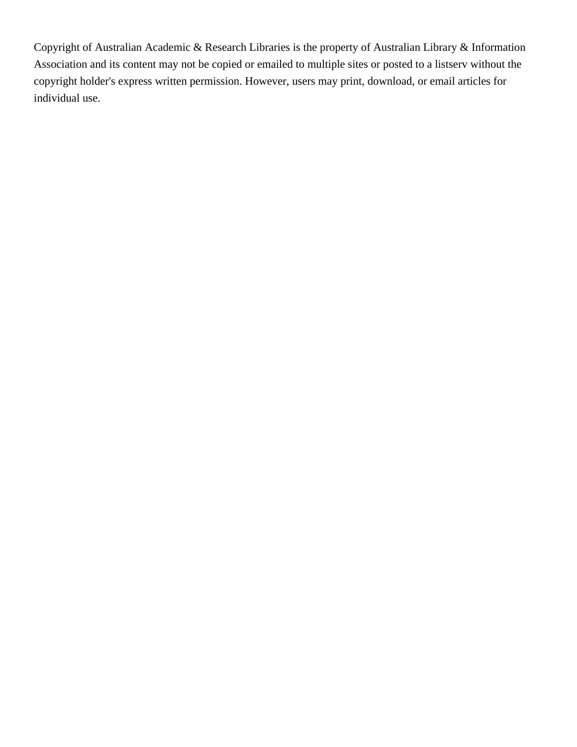Copyright of Australian Academic & Research Libraries is the property of Australian Library & Information Association and its content may not be copied or emailed to multiple sites or posted to a listserv without the copyright holder's express written permission. However, users may print, download, or email articles for individual use.